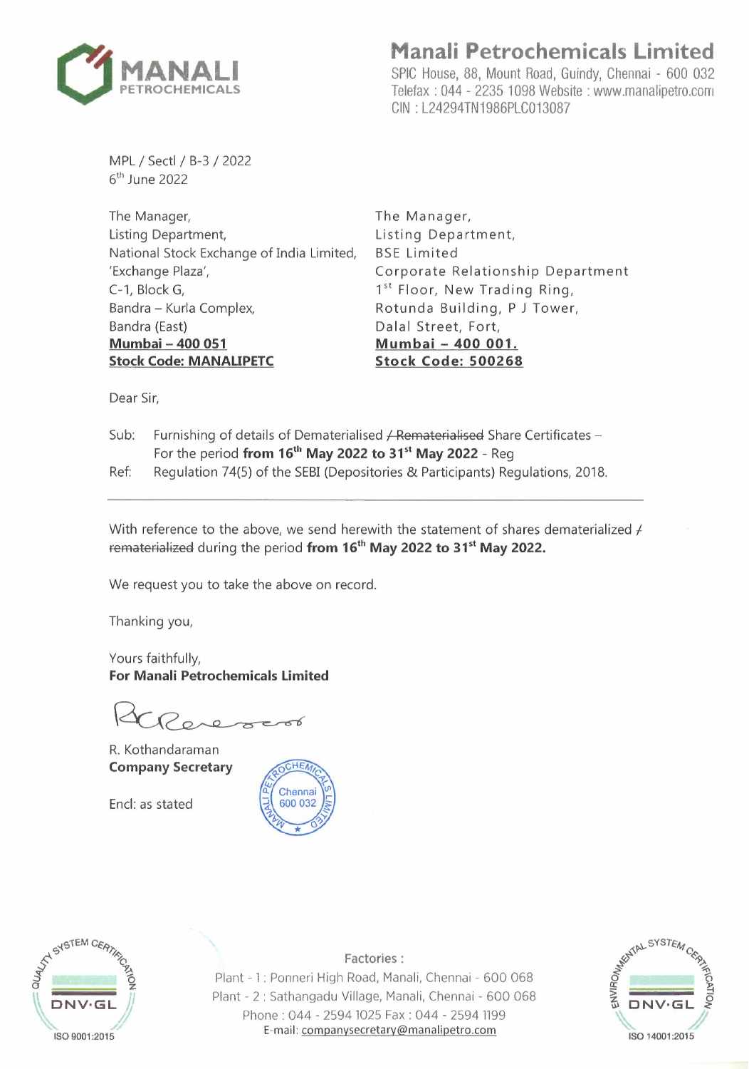# Manali Petrochemicals Limited

SPIC House, 88, Mount Road, Guindy, Chennai - 600 032
Telefax : 044 - 2235 1098 Website : www.manalipetro.com
CIN : L24294TN1986PLC013087

MPL / Sectl / B-3 / 2022
6th June 2022

The Manager,
Listing Department,
National Stock Exchange of India Limited,
'Exchange Plaza',
C-1, Block G,
Bandra – Kurla Complex,
Bandra (East)
**Mumbai – 400 051**
**Stock Code: MANALIPETC**

The Manager,
Listing Department,
BSE Limited
Corporate Relationship Department
1st Floor, New Trading Ring,
Rotunda Building, P J Tower,
Dalal Street, Fort,
**Mumbai – 400 001.**
**Stock Code: 500268**

Dear Sir,

Sub: Furnishing of details of Dematerialised ~~/ Rematerialised~~ Share Certificates – For the period **from 16th May 2022 to 31st May 2022** - Reg

Ref: Regulation 74(5) of the SEBI (Depositories & Participants) Regulations, 2018.

---

With reference to the above, we send herewith the statement of shares dematerialized ~~/ rematerialized~~ during the period **from 16th May 2022 to 31st May 2022.**

We request you to take the above on record.

Thanking you,

Yours faithfully,
**For Manali Petrochemicals Limited**

R. Kothandaraman
**Company Secretary**

Encl: as stated

Factories :
Plant - 1 : Ponneri High Road, Manali, Chennai - 600 068
Plant - 2 : Sathangadu Village, Manali, Chennai - 600 068
Phone : 044 - 2594 1025 Fax : 044 - 2594 1199
E-mail: companysecretary@manalipetro.com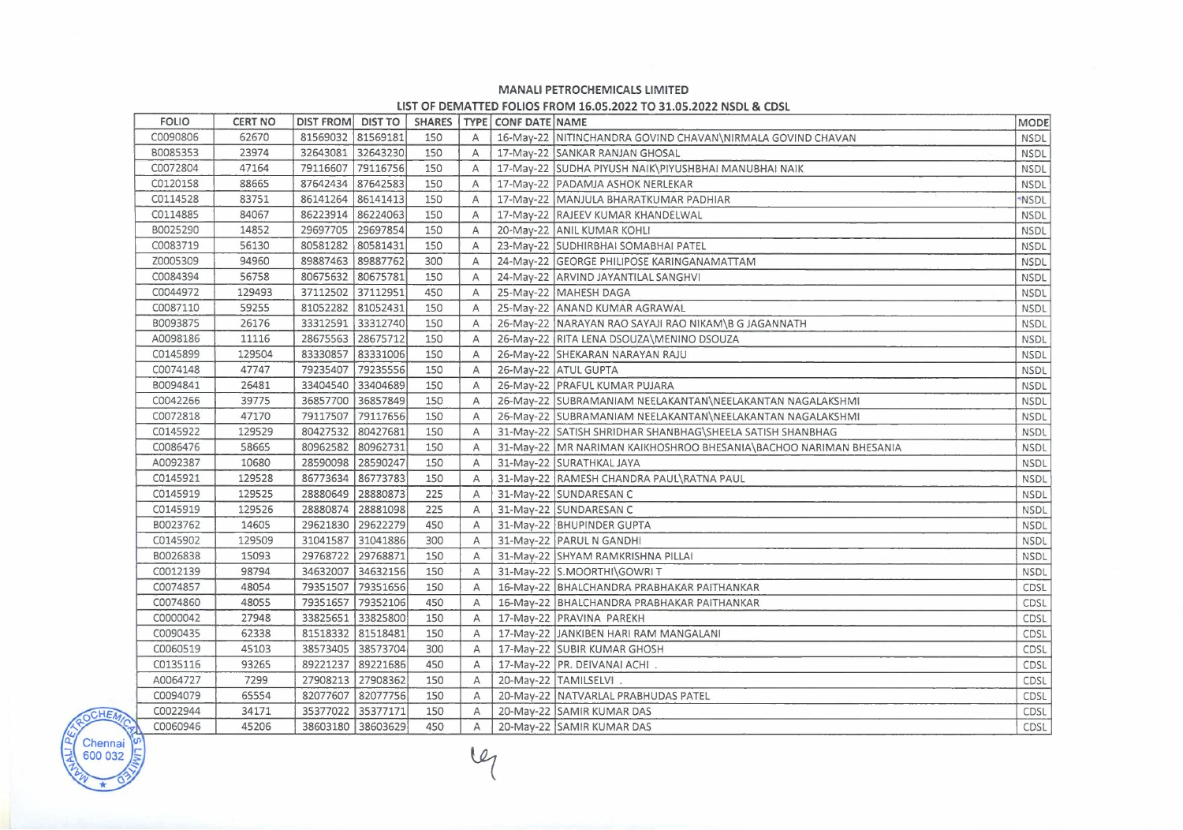# MANALI PETROCHEMICALS LIMITED

## LIST OF DEMATTED FOLIOS FROM 16.05.2022 TO 31.05.2022 NSDL & CDSL

| FOLIO | CERT NO | DIST FROM | DIST TO | SHARES | TYPE | CONF DATE | NAME | MODE |
|---|---|---|---|---|---|---|---|---|
| C0090806 | 62670 | 81569032 | 81569181 | 150 | A | 16-May-22 | NITINCHANDRA GOVIND CHAVAN\NIRMALA GOVIND CHAVAN | NSDL |
| B0085353 | 23974 | 32643081 | 32643230 | 150 | A | 17-May-22 | SANKAR RANJAN GHOSAL | NSDL |
| C0072804 | 47164 | 79116607 | 79116756 | 150 | A | 17-May-22 | SUDHA PIYUSH NAIK\PIYUSHBHAI MANUBHAI NAIK | NSDL |
| C0120158 | 88665 | 87642434 | 87642583 | 150 | A | 17-May-22 | PADAMJA ASHOK NERLEKAR | NSDL |
| C0114528 | 83751 | 86141264 | 86141413 | 150 | A | 17-May-22 | MANJULA BHARATKUMAR PADHIAR | NSDL |
| C0114885 | 84067 | 86223914 | 86224063 | 150 | A | 17-May-22 | RAJEEV KUMAR KHANDELWAL | NSDL |
| B0025290 | 14852 | 29697705 | 29697854 | 150 | A | 20-May-22 | ANIL KUMAR KOHLI | NSDL |
| C0083719 | 56130 | 80581282 | 80581431 | 150 | A | 23-May-22 | SUDHIRBHAI SOMABHAI PATEL | NSDL |
| Z0005309 | 94960 | 89887463 | 89887762 | 300 | A | 24-May-22 | GEORGE PHILIPOSE KARINGANAMATTAM | NSDL |
| C0084394 | 56758 | 80675632 | 80675781 | 150 | A | 24-May-22 | ARVIND JAYANTILAL SANGHVI | NSDL |
| C0044972 | 129493 | 37112502 | 37112951 | 450 | A | 25-May-22 | MAHESH DAGA | NSDL |
| C0087110 | 59255 | 81052282 | 81052431 | 150 | A | 25-May-22 | ANAND KUMAR AGRAWAL | NSDL |
| B0093875 | 26176 | 33312591 | 33312740 | 150 | A | 26-May-22 | NARAYAN RAO SAYAJI RAO NIKAM\B G JAGANNATH | NSDL |
| A0098186 | 11116 | 28675563 | 28675712 | 150 | A | 26-May-22 | RITA LENA DSOUZA\MENINO DSOUZA | NSDL |
| C0145899 | 129504 | 83330857 | 83331006 | 150 | A | 26-May-22 | SHEKARAN NARAYAN RAJU | NSDL |
| C0074148 | 47747 | 79235407 | 79235556 | 150 | A | 26-May-22 | ATUL GUPTA | NSDL |
| B0094841 | 26481 | 33404540 | 33404689 | 150 | A | 26-May-22 | PRAFUL KUMAR PUJARA | NSDL |
| C0042266 | 39775 | 36857700 | 36857849 | 150 | A | 26-May-22 | SUBRAMANIAM NEELAKANTAN\NEELAKANTAN NAGALAKSHMI | NSDL |
| C0072818 | 47170 | 79117507 | 79117656 | 150 | A | 26-May-22 | SUBRAMANIAM NEELAKANTAN\NEELAKANTAN NAGALAKSHMI | NSDL |
| C0145922 | 129529 | 80427532 | 80427681 | 150 | A | 31-May-22 | SATISH SHRIDHAR SHANBHAG\SHEELA SATISH SHANBHAG | NSDL |
| C0086476 | 58665 | 80962582 | 80962731 | 150 | A | 31-May-22 | MR NARIMAN KAIKHOSHROO BHESANIA\BACHOO NARIMAN BHESANIA | NSDL |
| A0092387 | 10680 | 28590098 | 28590247 | 150 | A | 31-May-22 | SURATHKAL JAYA | NSDL |
| C0145921 | 129528 | 86773634 | 86773783 | 150 | A | 31-May-22 | RAMESH CHANDRA PAUL\RATNA PAUL | NSDL |
| C0145919 | 129525 | 28880649 | 28880873 | 225 | A | 31-May-22 | SUNDARESAN C | NSDL |
| C0145919 | 129526 | 28880874 | 28881098 | 225 | A | 31-May-22 | SUNDARESAN C | NSDL |
| B0023762 | 14605 | 29621830 | 29622279 | 450 | A | 31-May-22 | BHUPINDER GUPTA | NSDL |
| C0145902 | 129509 | 31041587 | 31041886 | 300 | A | 31-May-22 | PARUL N GANDHI | NSDL |
| B0026838 | 15093 | 29768722 | 29768871 | 150 | A | 31-May-22 | SHYAM RAMKRISHNA PILLAI | NSDL |
| C0012139 | 98794 | 34632007 | 34632156 | 150 | A | 31-May-22 | S.MOORTHI\GOWRI T | NSDL |
| C0074857 | 48054 | 79351507 | 79351656 | 150 | A | 16-May-22 | BHALCHANDRA PRABHAKAR PAITHANKAR | CDSL |
| C0074860 | 48055 | 79351657 | 79352106 | 450 | A | 16-May-22 | BHALCHANDRA PRABHAKAR PAITHANKAR | CDSL |
| C0000042 | 27948 | 33825651 | 33825800 | 150 | A | 17-May-22 | PRAVINA PAREKH | CDSL |
| C0090435 | 62338 | 81518332 | 81518481 | 150 | A | 17-May-22 | JANKIBEN HARI RAM MANGALANI | CDSL |
| C0060519 | 45103 | 38573405 | 38573704 | 300 | A | 17-May-22 | SUBIR KUMAR GHOSH | CDSL |
| C0135116 | 93265 | 89221237 | 89221686 | 450 | A | 17-May-22 | PR. DEIVANAI ACHI . | CDSL |
| A0064727 | 7299 | 27908213 | 27908362 | 150 | A | 20-May-22 | TAMILSELVI . | CDSL |
| C0094079 | 65554 | 82077607 | 82077756 | 150 | A | 20-May-22 | NATVARLAL PRABHUDAS PATEL | CDSL |
| C0022944 | 34171 | 35377022 | 35377171 | 150 | A | 20-May-22 | SAMIR KUMAR DAS | CDSL |
| C0060946 | 45206 | 38603180 | 38603629 | 450 | A | 20-May-22 | SAMIR KUMAR DAS | CDSL |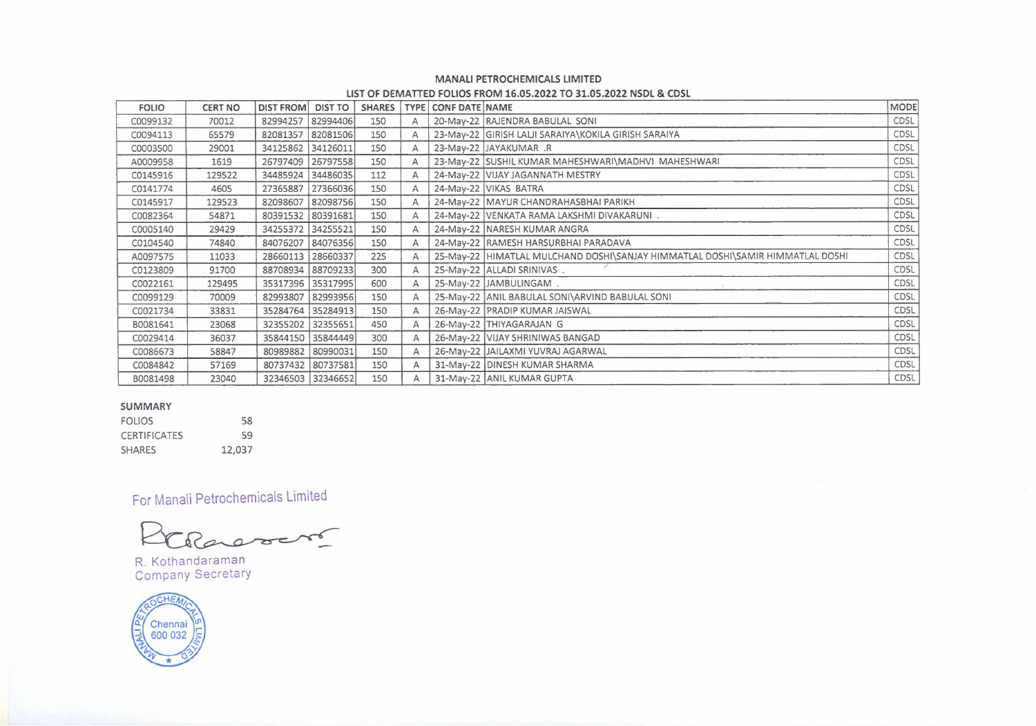**MANALI PETROCHEMICALS LIMITED**

**LIST OF DEMATTED FOLIOS FROM 16.05.2022 TO 31.05.2022 NSDL & CDSL**

| FOLIO | CERT NO | DIST FROM | DIST TO | SHARES | TYPE | CONF DATE | NAME | MODE |
|---|---|---|---|---|---|---|---|---|
| C0099132 | 70012 | 82994257 | 82994406 | 150 | A | 20-May-22 | RAJENDRA BABULAL SONI | CDSL |
| C0094113 | 65579 | 82081357 | 82081506 | 150 | A | 23-May-22 | GIRISH LALJI SARAIYA\KOKILA GIRISH SARAIYA | CDSL |
| C0003500 | 29001 | 34125862 | 34126011 | 150 | A | 23-May-22 | JAYAKUMAR .R | CDSL |
| A0009958 | 1619 | 26797409 | 26797558 | 150 | A | 23-May-22 | SUSHIL KUMAR MAHESHWARI\MADHVI MAHESHWARI | CDSL |
| C0145916 | 129522 | 34485924 | 34486035 | 112 | A | 24-May-22 | VIJAY JAGANNATH MESTRY | CDSL |
| C0141774 | 4605 | 27365887 | 27366036 | 150 | A | 24-May-22 | VIKAS BATRA | CDSL |
| C0145917 | 129523 | 82098607 | 82098756 | 150 | A | 24-May-22 | MAYUR CHANDRAHASBHAI PARIKH | CDSL |
| C0082364 | 54871 | 80391532 | 80391681 | 150 | A | 24-May-22 | VENKATA RAMA LAKSHMI DIVAKARUNI . | CDSL |
| C0005140 | 29429 | 34255372 | 34255521 | 150 | A | 24-May-22 | NARESH KUMAR ANGRA | CDSL |
| C0104540 | 74840 | 84076207 | 84076356 | 150 | A | 24-May-22 | RAMESH HARSURBHAI PARADAVA | CDSL |
| A0097575 | 11033 | 28660113 | 28660337 | 225 | A | 25-May-22 | HIMATLAL MULCHAND DOSHI\SANJAY HIMMATLAL DOSHI\SAMIR HIMMATLAL DOSHI | CDSL |
| C0123809 | 91700 | 88708934 | 88709233 | 300 | A | 25-May-22 | ALLADI SRINIVAS . | CDSL |
| C0022161 | 129495 | 35317396 | 35317995 | 600 | A | 25-May-22 | JAMBULINGAM . | CDSL |
| C0099129 | 70009 | 82993807 | 82993956 | 150 | A | 25-May-22 | ANIL BABULAL SONI\ARVIND BABULAL SONI | CDSL |
| C0021734 | 33831 | 35284764 | 35284913 | 150 | A | 26-May-22 | PRADIP KUMAR JAISWAL | CDSL |
| B0081641 | 23068 | 32355202 | 32355651 | 450 | A | 26-May-22 | THIYAGARAJAN G | CDSL |
| C0029414 | 36037 | 35844150 | 35844449 | 300 | A | 26-May-22 | VIJAY SHRINIWAS BANGAD | CDSL |
| C0086673 | 58847 | 80989882 | 80990031 | 150 | A | 26-May-22 | JAILAXMI YUVRAJ AGARWAL | CDSL |
| C0084842 | 57169 | 80737432 | 80737581 | 150 | A | 31-May-22 | DINESH KUMAR SHARMA | CDSL |
| B0081498 | 23040 | 32346503 | 32346652 | 150 | A | 31-May-22 | ANIL KUMAR GUPTA | CDSL |

**SUMMARY**

| | |
|---|---|
| FOLIOS | 58 |
| CERTIFICATES | 59 |
| SHARES | 12,037 |

For Manali Petrochemicals Limited

R. Kothandaraman
Company Secretary

MANALI PETROCHEMICALS LIMITED
Chennai
600 032